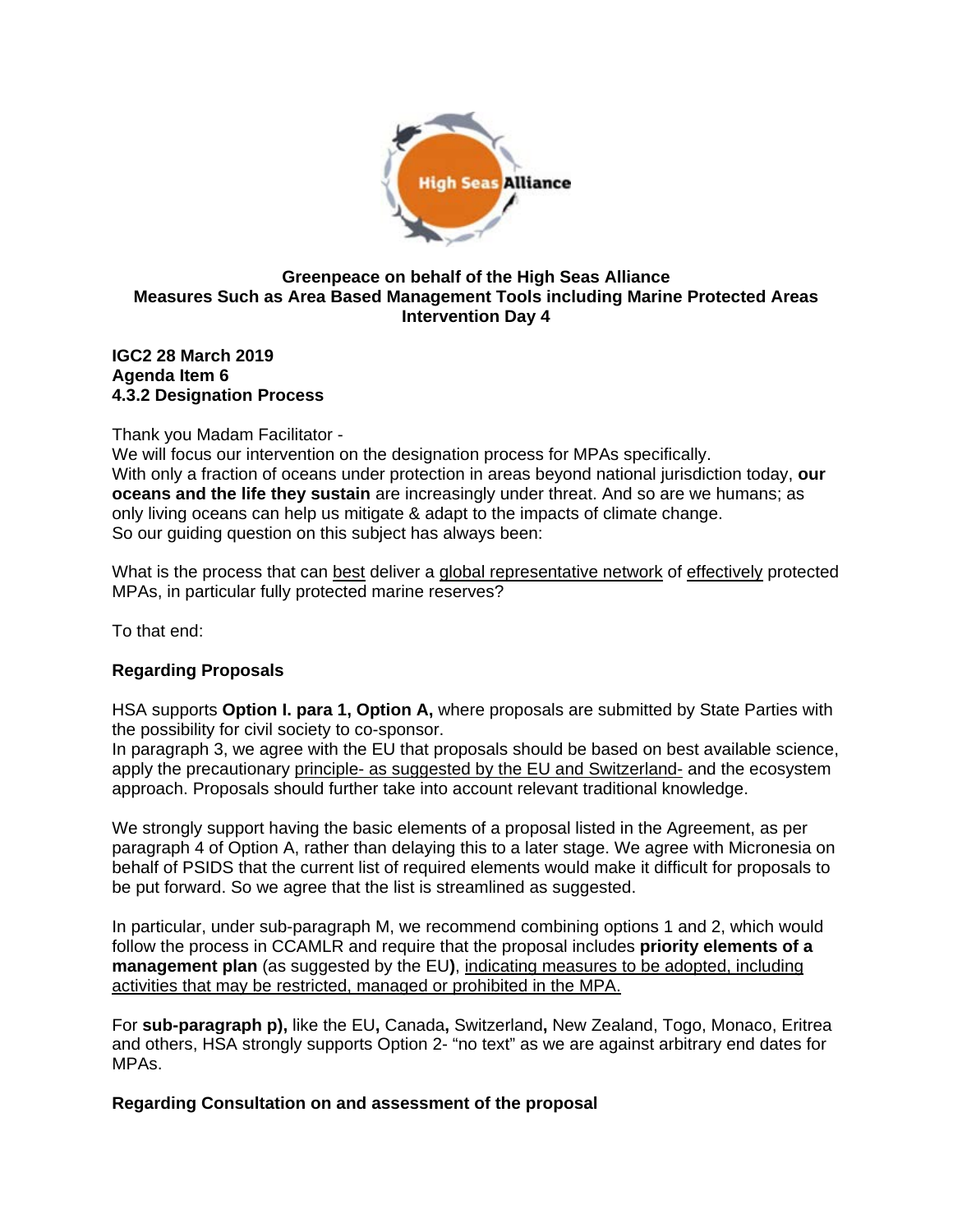**Greenpeace on behalf of the High Seas Alliance**
**Measures Such as Area Based Management Tools including Marine Protected Areas**
**Intervention Day 4**

**IGC2 28 March 2019**
**Agenda Item 6**
**4.3.2 Designation Process**

Thank you Madam Facilitator -
We will focus our intervention on the designation process for MPAs specifically.
With only a fraction of oceans under protection in areas beyond national jurisdiction today, **our oceans and the life they sustain** are increasingly under threat. And so are we humans; as only living oceans can help us mitigate & adapt to the impacts of climate change.
So our guiding question on this subject has always been:

What is the process that can <u>best</u> deliver a <u>global representative network</u> of <u>effectively</u> protected MPAs, in particular fully protected marine reserves?

To that end:

**Regarding Proposals**

HSA supports **Option I. para 1, Option A,** where proposals are submitted by State Parties with the possibility for civil society to co-sponsor.
In paragraph 3, we agree with the EU that proposals should be based on best available science, apply the precautionary <u>principle- as suggested by the EU and Switzerland-</u> and the ecosystem approach. Proposals should further take into account relevant traditional knowledge.

We strongly support having the basic elements of a proposal listed in the Agreement, as per paragraph 4 of Option A, rather than delaying this to a later stage. We agree with Micronesia on behalf of PSIDS that the current list of required elements would make it difficult for proposals to be put forward. So we agree that the list is streamlined as suggested.

In particular, under sub-paragraph M, we recommend combining options 1 and 2, which would follow the process in CCAMLR and require that the proposal includes **priority elements of a management plan** (as suggested by the EU**)**, <u>indicating measures to be adopted, including activities that may be restricted, managed or prohibited in the MPA.</u>

For **sub-paragraph p),** like the EU**,** Canada**,** Switzerland**,** New Zealand, Togo, Monaco, Eritrea and others, HSA strongly supports Option 2- "no text" as we are against arbitrary end dates for MPAs.

**Regarding Consultation on and assessment of the proposal**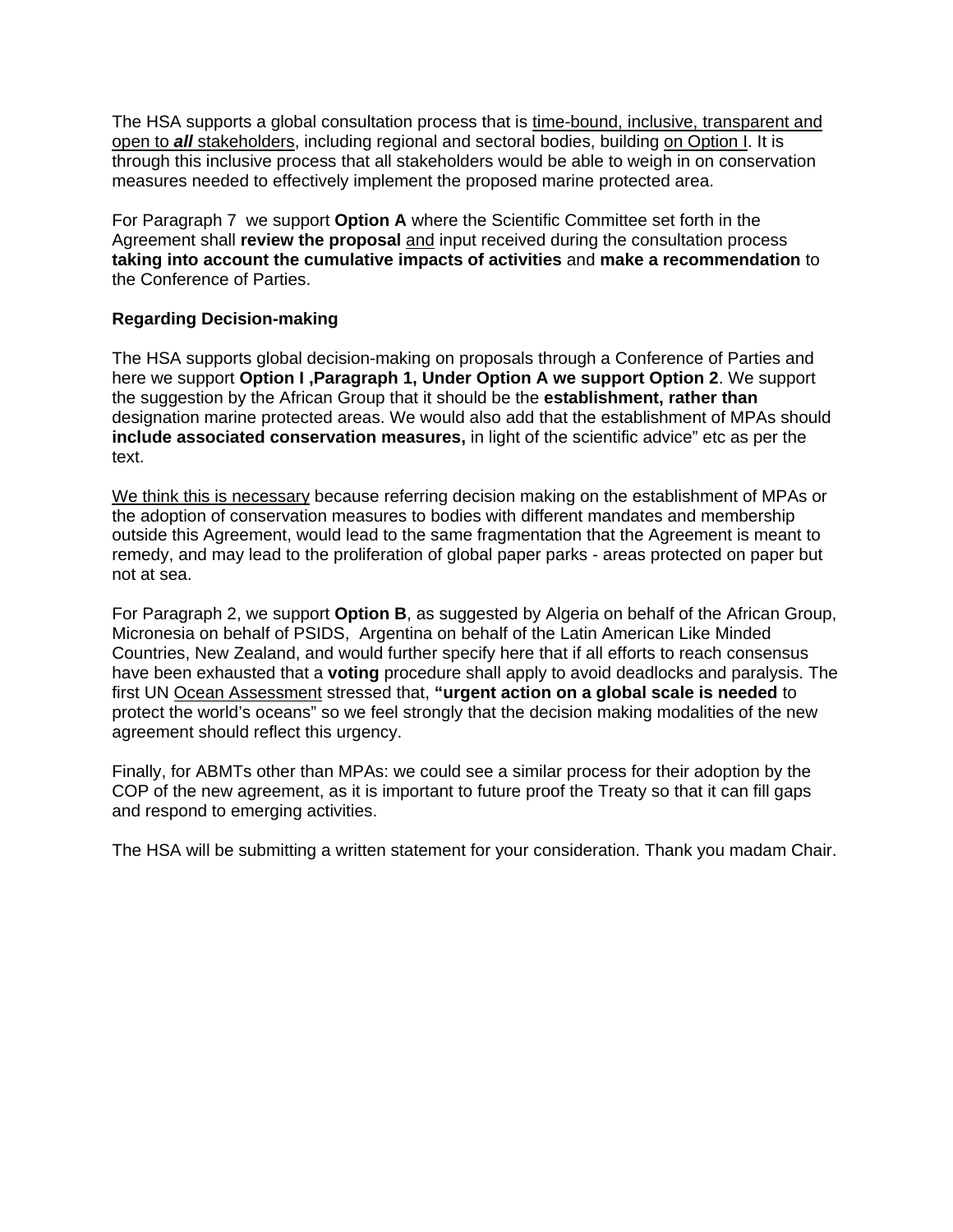The HSA supports a global consultation process that is time-bound, inclusive, transparent and open to ***all*** stakeholders, including regional and sectoral bodies, building on Option I. It is through this inclusive process that all stakeholders would be able to weigh in on conservation measures needed to effectively implement the proposed marine protected area.

For Paragraph 7 we support **Option A** where the Scientific Committee set forth in the Agreement shall **review the proposal** and input received during the consultation process **taking into account the cumulative impacts of activities** and **make a recommendation** to the Conference of Parties.

**Regarding Decision-making**

The HSA supports global decision-making on proposals through a Conference of Parties and here we support **Option I ,Paragraph 1, Under Option A we support Option 2**. We support the suggestion by the African Group that it should be the **establishment, rather than** designation marine protected areas. We would also add that the establishment of MPAs should **include associated conservation measures,** in light of the scientific advice" etc as per the text.

We think this is necessary because referring decision making on the establishment of MPAs or the adoption of conservation measures to bodies with different mandates and membership outside this Agreement, would lead to the same fragmentation that the Agreement is meant to remedy, and may lead to the proliferation of global paper parks - areas protected on paper but not at sea.

For Paragraph 2, we support **Option B**, as suggested by Algeria on behalf of the African Group, Micronesia on behalf of PSIDS, Argentina on behalf of the Latin American Like Minded Countries, New Zealand, and would further specify here that if all efforts to reach consensus have been exhausted that a **voting** procedure shall apply to avoid deadlocks and paralysis. The first UN Ocean Assessment stressed that, **"urgent action on a global scale is needed** to protect the world's oceans" so we feel strongly that the decision making modalities of the new agreement should reflect this urgency.

Finally, for ABMTs other than MPAs: we could see a similar process for their adoption by the COP of the new agreement, as it is important to future proof the Treaty so that it can fill gaps and respond to emerging activities.

The HSA will be submitting a written statement for your consideration. Thank you madam Chair.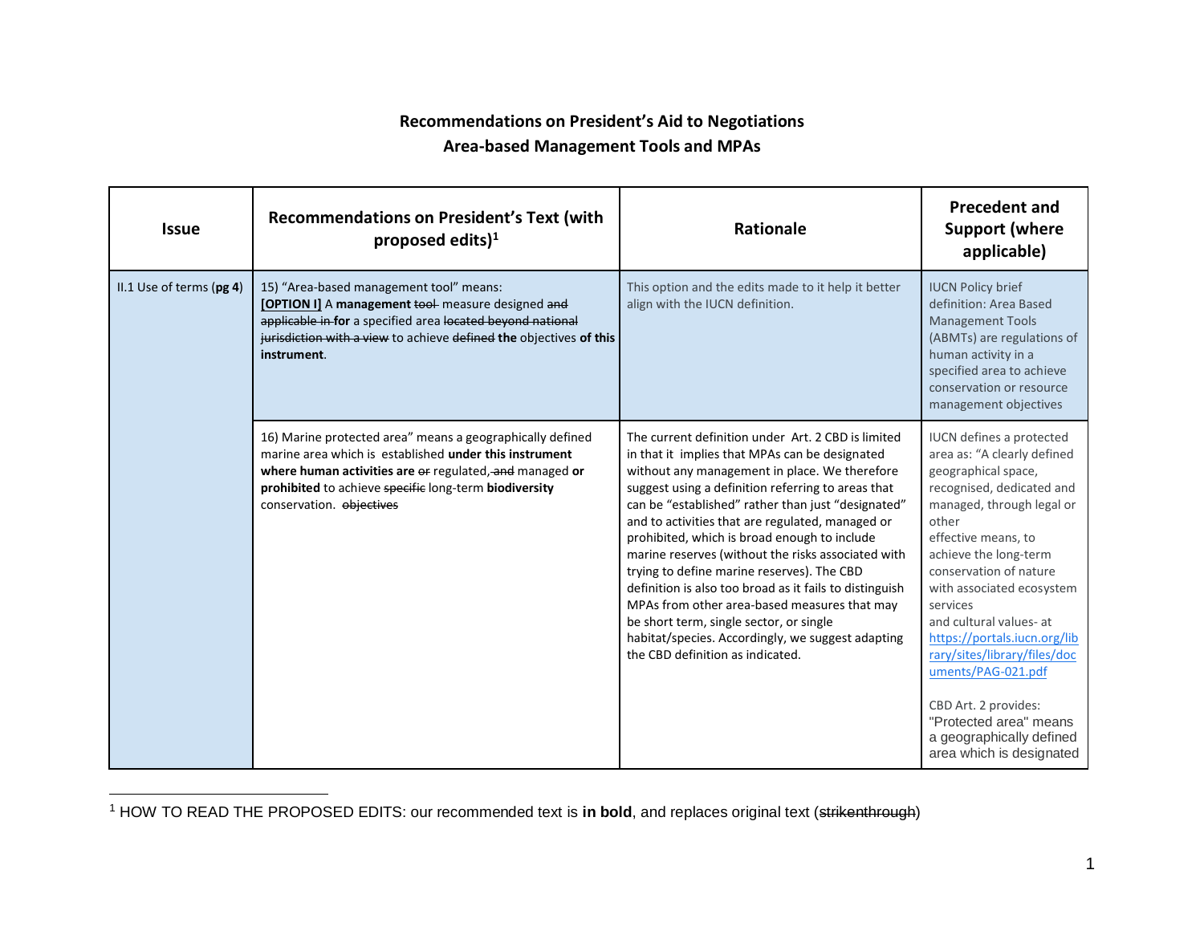# Recommendations on President's Aid to Negotiations

## Area-based Management Tools and MPAs

| Issue | Recommendations on President's Text (with proposed edits)[1] | Rationale | Precedent and Support (where applicable) |
|---|---|---|---|
| II.1 Use of terms (**pg 4**) | 15) "Area-based management tool" means: **[OPTION I]** A **management** ~~tool~~ measure designed ~~and applicable in~~ **for** a specified area ~~located beyond national jurisdiction with a view~~ to achieve ~~defined~~ **the** objectives **of this instrument**. | This option and the edits made to it help it better align with the IUCN definition. | IUCN Policy brief definition: Area Based Management Tools (ABMTs) are regulations of human activity in a specified area to achieve conservation or resource management objectives |
| | 16) Marine protected area" means a geographically defined marine area which is established **under this instrument where human activities are** ~~or~~ regulated, ~~and~~ managed **or prohibited** to achieve ~~specific~~ long-term **biodiversity** conservation. ~~objectives~~ | The current definition under Art. 2 CBD is limited in that it implies that MPAs can be designated without any management in place. We therefore suggest using a definition referring to areas that can be "established" rather than just "designated" and to activities that are regulated, managed or prohibited, which is broad enough to include marine reserves (without the risks associated with trying to define marine reserves). The CBD definition is also too broad as it fails to distinguish MPAs from other area-based measures that may be short term, single sector, or single habitat/species. Accordingly, we suggest adapting the CBD definition as indicated. | IUCN defines a protected area as: "A clearly defined geographical space, recognised, dedicated and managed, through legal or other effective means, to achieve the long-term conservation of nature with associated ecosystem services and cultural values- at https://portals.iucn.org/library/sites/library/files/documents/PAG-021.pdf<br><br>CBD Art. 2 provides: "Protected area" means a geographically defined area which is designated |

[1] HOW TO READ THE PROPOSED EDITS: our recommended text is **in bold**, and replaces original text (~~strikenthrough~~)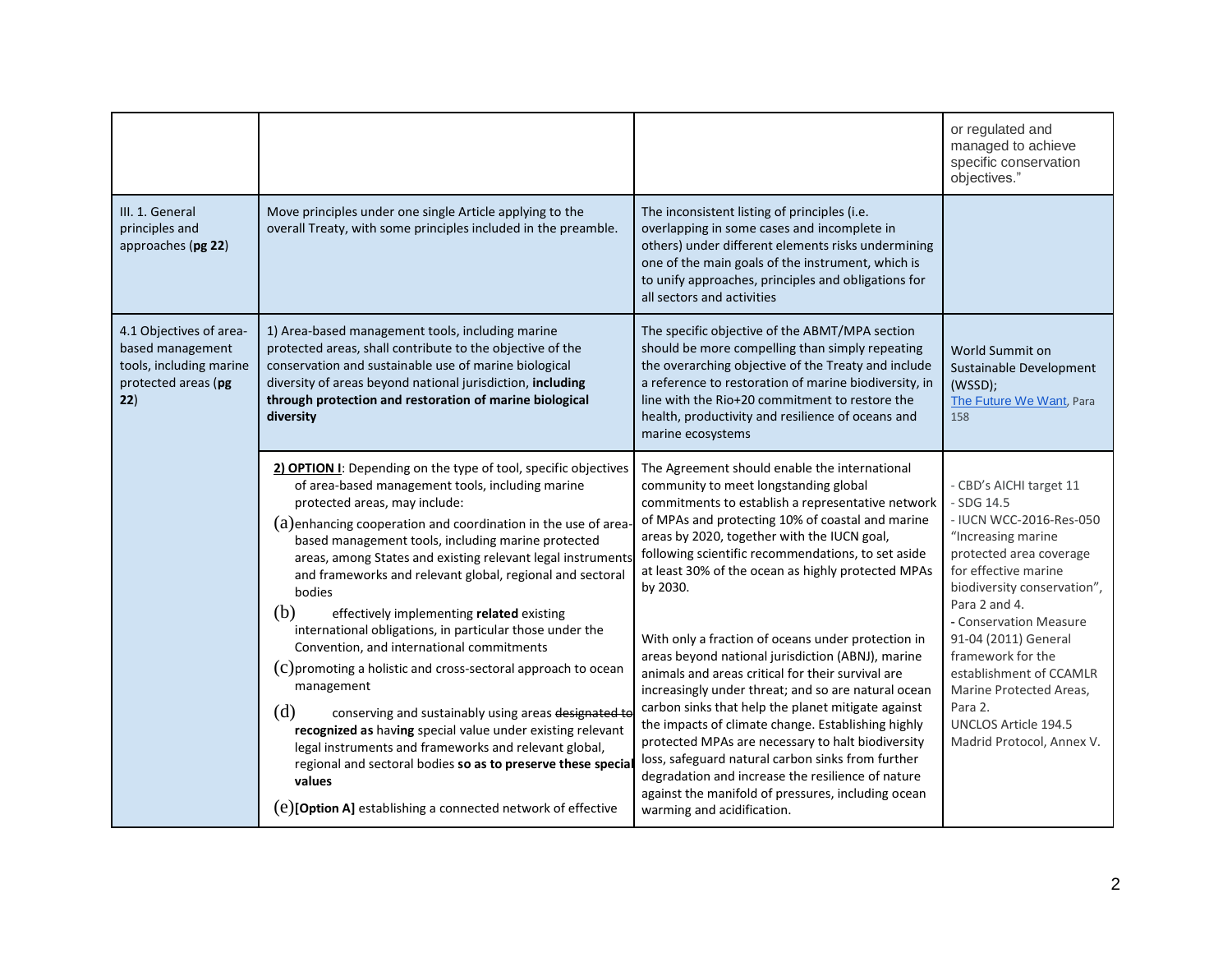| | | | |
|---|---|---|---|
| | | | or regulated and managed to achieve specific conservation objectives.” |
| III. 1. General principles and approaches (**pg 22**) | Move principles under one single Article applying to the overall Treaty, with some principles included in the preamble. | The inconsistent listing of principles (i.e. overlapping in some cases and incomplete in others) under different elements risks undermining one of the main goals of the instrument, which is to unify approaches, principles and obligations for all sectors and activities | |
| 4.1 Objectives of area-based management tools, including marine protected areas (**pg 22**) | 1) Area-based management tools, including marine protected areas, shall contribute to the objective of the conservation and sustainable use of marine biological diversity of areas beyond national jurisdiction, **including through protection and restoration of marine biological diversity** | The specific objective of the ABMT/MPA section should be more compelling than simply repeating the overarching objective of the Treaty and include a reference to restoration of marine biodiversity, in line with the Rio+20 commitment to restore the health, productivity and resilience of oceans and marine ecosystems | World Summit on Sustainable Development (WSSD); The Future We Want, Para 158 |
| | **2) OPTION I**: Depending on the type of tool, specific objectives of area-based management tools, including marine protected areas, may include:<br>(a) enhancing cooperation and coordination in the use of area-based management tools, including marine protected areas, among States and existing relevant legal instruments and frameworks and relevant global, regional and sectoral bodies<br>(b) effectively implementing **related** existing international obligations, in particular those under the Convention, and international commitments<br>(c) promoting a holistic and cross-sectoral approach to ocean management<br>(d) conserving and sustainably using areas ~~designated to~~ **recognized as** hav**ing** special value under existing relevant legal instruments and frameworks and relevant global, regional and sectoral bodies **so as to preserve these special values**<br>(e) **[Option A]** establishing a connected network of effective | The Agreement should enable the international community to meet longstanding global commitments to establish a representative network of MPAs and protecting 10% of coastal and marine areas by 2020, together with the IUCN goal, following scientific recommendations, to set aside at least 30% of the ocean as highly protected MPAs by 2030.<br><br>With only a fraction of oceans under protection in areas beyond national jurisdiction (ABNJ), marine animals and areas critical for their survival are increasingly under threat; and so are natural ocean carbon sinks that help the planet mitigate against the impacts of climate change. Establishing highly protected MPAs are necessary to halt biodiversity loss, safeguard natural carbon sinks from further degradation and increase the resilience of nature against the manifold of pressures, including ocean warming and acidification. | - CBD's AICHI target 11<br>- SDG 14.5<br>- IUCN WCC-2016-Res-050 “Increasing marine protected area coverage for effective marine biodiversity conservation”, Para 2 and 4.<br>- Conservation Measure 91-04 (2011) General framework for the establishment of CCAMLR Marine Protected Areas, Para 2.<br>UNCLOS Article 194.5<br>Madrid Protocol, Annex V. |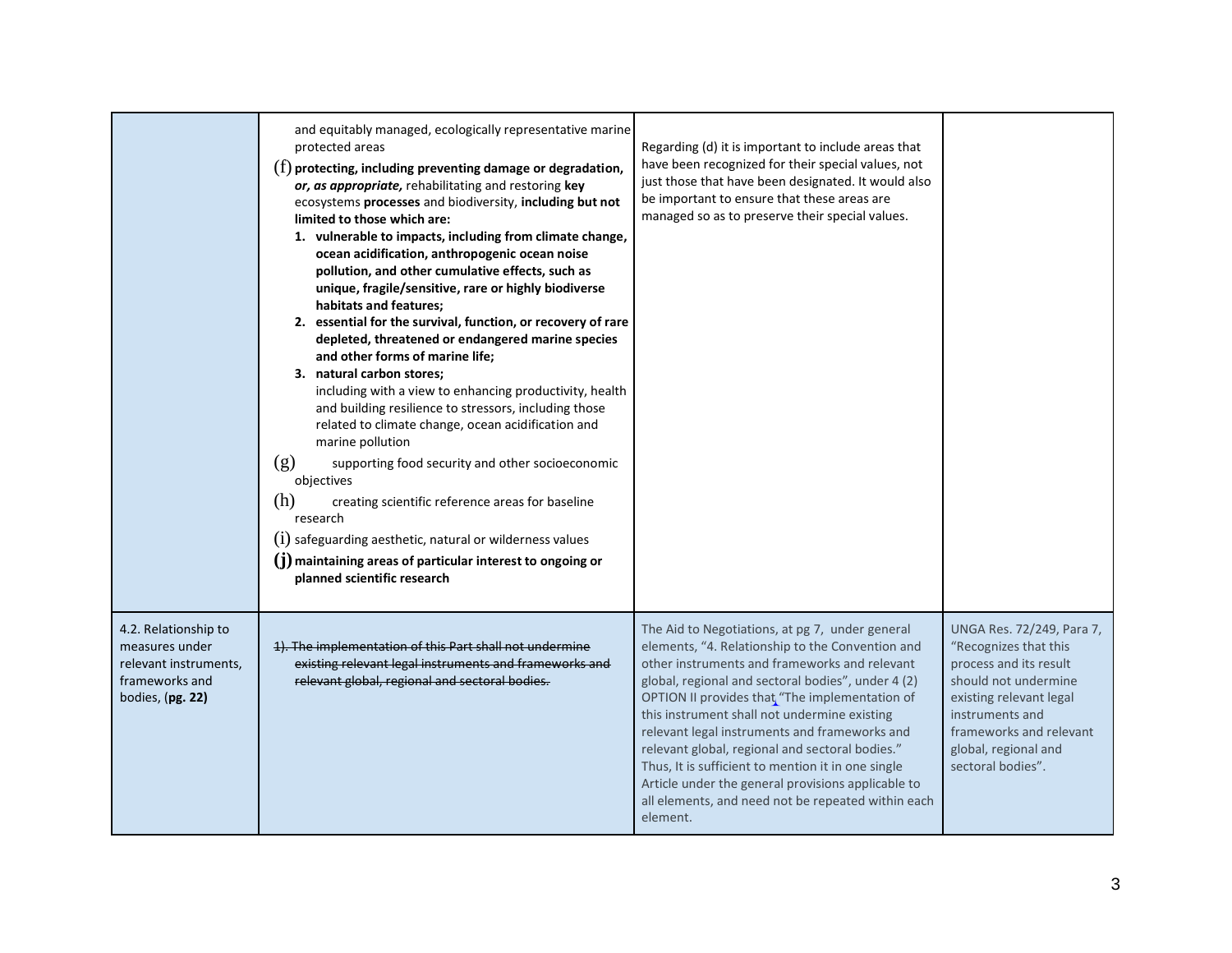| | | | |
|---|---|---|---|
| | and equitably managed, ecologically representative marine protected areas<br>(f) **protecting, including preventing damage or degradation, *or, as appropriate,*** rehabilitating and restoring **key** ecosystems **processes** and biodiversity, **including but not limited to those which are:**<br>1. **vulnerable to impacts, including from climate change, ocean acidification, anthropogenic ocean noise pollution, and other cumulative effects, such as unique, fragile/sensitive, rare or highly biodiverse habitats and features;**<br>2. **essential for the survival, function, or recovery of rare depleted, threatened or endangered marine species and other forms of marine life;**<br>3. **natural carbon stores;**<br>including with a view to enhancing productivity, health and building resilience to stressors, including those related to climate change, ocean acidification and marine pollution<br>(g) supporting food security and other socioeconomic objectives<br>(h) creating scientific reference areas for baseline research<br>(i) safeguarding aesthetic, natural or wilderness values<br>**(j) maintaining areas of particular interest to ongoing or planned scientific research** | Regarding (d) it is important to include areas that have been recognized for their special values, not just those that have been designated. It would also be important to ensure that these areas are managed so as to preserve their special values. | |
| 4.2. Relationship to measures under relevant instruments, frameworks and bodies, (**pg. 22)** | ~~1). The implementation of this Part shall not undermine existing relevant legal instruments and frameworks and relevant global, regional and sectoral bodies.~~ | The Aid to Negotiations, at pg 7, under general elements, "4. Relationship to the Convention and other instruments and frameworks and relevant global, regional and sectoral bodies", under 4 (2) OPTION II provides that "The implementation of this instrument shall not undermine existing relevant legal instruments and frameworks and relevant global, regional and sectoral bodies." Thus, It is sufficient to mention it in one single Article under the general provisions applicable to all elements, and need not be repeated within each element. | UNGA Res. 72/249, Para 7, "Recognizes that this process and its result should not undermine existing relevant legal instruments and frameworks and relevant global, regional and sectoral bodies". |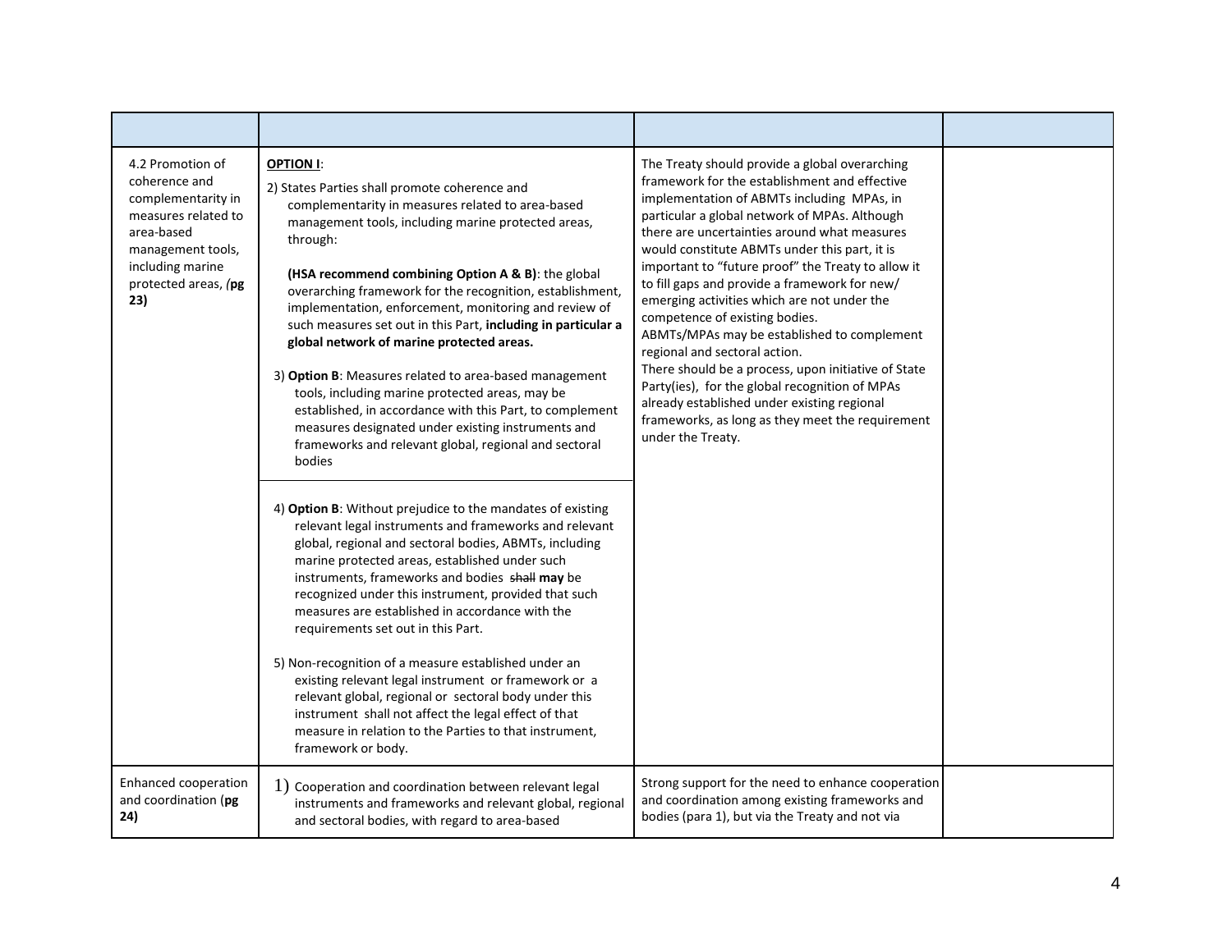| | | | |
|---|---|---|---|
| 4.2 Promotion of coherence and complementarity in measures related to area-based management tools, including marine protected areas, *(***pg 23)** | **<u>OPTION I</u>**:<br>2) States Parties shall promote coherence and complementarity in measures related to area-based management tools, including marine protected areas, through:<br><br>**(HSA recommend combining Option A & B)**: the global overarching framework for the recognition, establishment, implementation, enforcement, monitoring and review of such measures set out in this Part, **including in particular a global network of marine protected areas.**<br><br>3) **Option B**: Measures related to area-based management tools, including marine protected areas, may be established, in accordance with this Part, to complement measures designated under existing instruments and frameworks and relevant global, regional and sectoral bodies<br><br>4) **Option B**: Without prejudice to the mandates of existing relevant legal instruments and frameworks and relevant global, regional and sectoral bodies, ABMTs, including marine protected areas, established under such instruments, frameworks and bodies ~~shall~~ **may** be recognized under this instrument, provided that such measures are established in accordance with the requirements set out in this Part.<br><br>5) Non-recognition of a measure established under an existing relevant legal instrument or framework or a relevant global, regional or sectoral body under this instrument shall not affect the legal effect of that measure in relation to the Parties to that instrument, framework or body. | The Treaty should provide a global overarching framework for the establishment and effective implementation of ABMTs including MPAs, in particular a global network of MPAs. Although there are uncertainties around what measures would constitute ABMTs under this part, it is important to "future proof" the Treaty to allow it to fill gaps and provide a framework for new/ emerging activities which are not under the competence of existing bodies.<br>ABMTs/MPAs may be established to complement regional and sectoral action.<br>There should be a process, upon initiative of State Party(ies), for the global recognition of MPAs already established under existing regional frameworks, as long as they meet the requirement under the Treaty. | |
| Enhanced cooperation and coordination (**pg 24)** | 1) Cooperation and coordination between relevant legal instruments and frameworks and relevant global, regional and sectoral bodies, with regard to area-based | Strong support for the need to enhance cooperation and coordination among existing frameworks and bodies (para 1), but via the Treaty and not via | |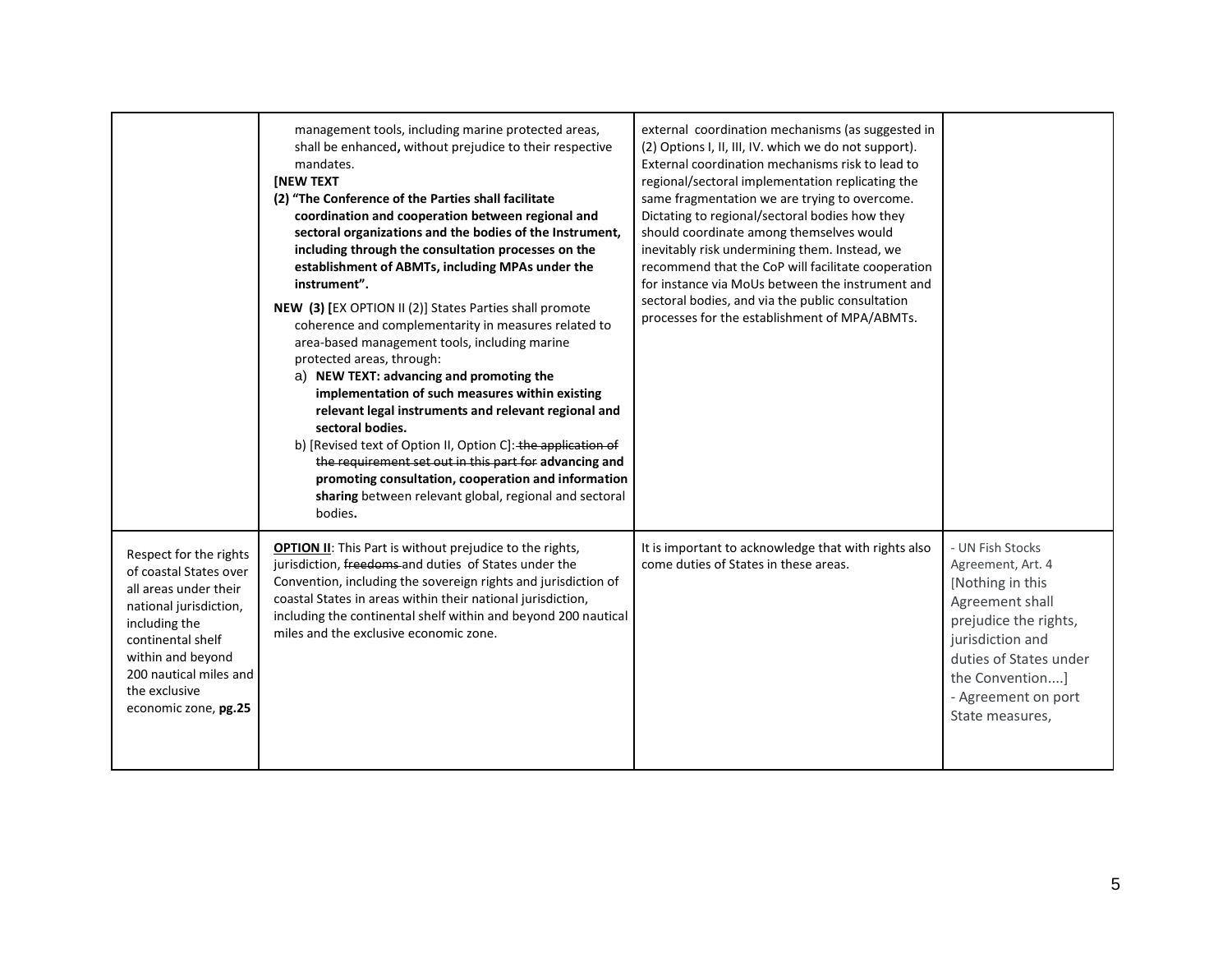| | | | |
|---|---|---|---|
| | management tools, including marine protected areas, shall be enhanced**,** without prejudice to their respective mandates.<br>**[NEW TEXT**<br>**(2) "The Conference of the Parties shall facilitate coordination and cooperation between regional and sectoral organizations and the bodies of the Instrument, including through the consultation processes on the establishment of ABMTs, including MPAs under the instrument".**<br>**NEW (3) [**EX OPTION II (2)] States Parties shall promote coherence and complementarity in measures related to area-based management tools, including marine protected areas, through:<br>a) **NEW TEXT: advancing and promoting the implementation of such measures within existing relevant legal instruments and relevant regional and sectoral bodies.**<br>b) [Revised text of Option II, Option C]: ~~the application of the requirement set out in this part for~~ **advancing and promoting consultation, cooperation and information sharing** between relevant global, regional and sectoral bodies**.** | external coordination mechanisms (as suggested in (2) Options I, II, III, IV. which we do not support). External coordination mechanisms risk to lead to regional/sectoral implementation replicating the same fragmentation we are trying to overcome. Dictating to regional/sectoral bodies how they should coordinate among themselves would inevitably risk undermining them. Instead, we recommend that the CoP will facilitate cooperation for instance via MoUs between the instrument and sectoral bodies, and via the public consultation processes for the establishment of MPA/ABMTs. | |
| Respect for the rights of coastal States over all areas under their national jurisdiction, including the continental shelf within and beyond 200 nautical miles and the exclusive economic zone, **pg.25** | **OPTION II**: This Part is without prejudice to the rights, jurisdiction, ~~freedoms~~ and duties of States under the Convention, including the sovereign rights and jurisdiction of coastal States in areas within their national jurisdiction, including the continental shelf within and beyond 200 nautical miles and the exclusive economic zone. | It is important to acknowledge that with rights also come duties of States in these areas. | - UN Fish Stocks Agreement, Art. 4 [Nothing in this Agreement shall prejudice the rights, jurisdiction and duties of States under the Convention....]<br>- Agreement on port State measures, |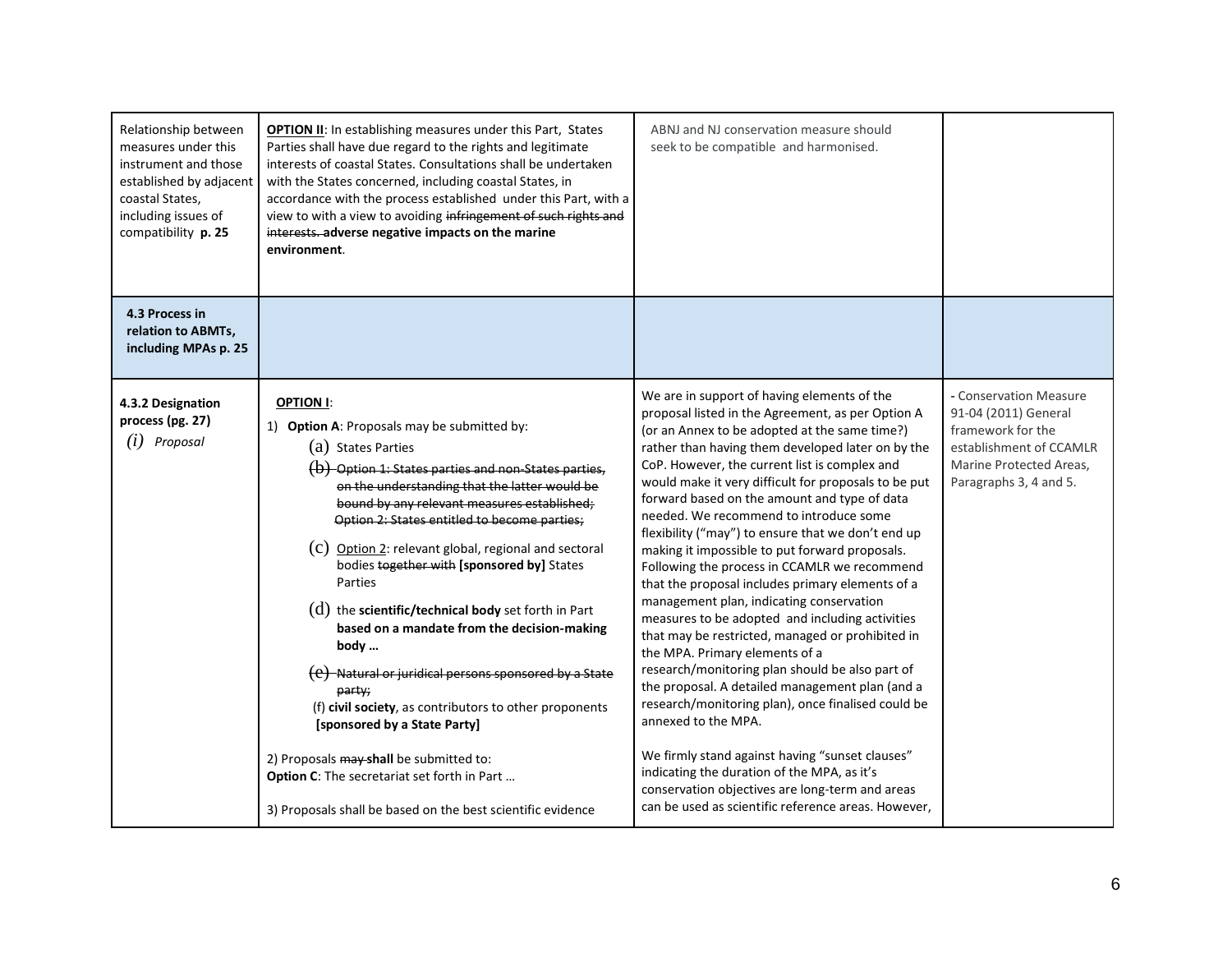| Relationship between measures under this instrument and those established by adjacent coastal States, including issues of compatibility **p. 25** | **OPTION II**: In establishing measures under this Part, States Parties shall have due regard to the rights and legitimate interests of coastal States. Consultations shall be undertaken with the States concerned, including coastal States, in accordance with the process established under this Part, with a view to with a view to avoiding ~~infringement of such rights and interests.~~ **adverse negative impacts on the marine environment**. | ABNJ and NJ conservation measure should seek to be compatible and harmonised. | |
|---|---|---|---|
| **4.3 Process in relation to ABMTs, including MPAs p. 25** | | | |
| **4.3.2 Designation process (pg. 27)**<br>*(i) Proposal* | **OPTION I**:<br>1) **Option A**: Proposals may be submitted by:<br>(a) States Parties<br>~~(b) Option 1: States parties and non-States parties, on the understanding that the latter would be bound by any relevant measures established; Option 2: States entitled to become parties;~~<br>(c) Option 2: relevant global, regional and sectoral bodies ~~together with~~ **[sponsored by]** States Parties<br>(d) the **scientific/technical body** set forth in Part **based on a mandate from the decision-making body …**<br>~~(e) Natural or juridical persons sponsored by a State party;~~<br>(f) **civil society**, as contributors to other proponents **[sponsored by a State Party]**<br><br>2) Proposals ~~may~~ **shall** be submitted to:<br>**Option C**: The secretariat set forth in Part …<br><br>3) Proposals shall be based on the best scientific evidence | We are in support of having elements of the proposal listed in the Agreement, as per Option A (or an Annex to be adopted at the same time?) rather than having them developed later on by the CoP. However, the current list is complex and would make it very difficult for proposals to be put forward based on the amount and type of data needed. We recommend to introduce some flexibility ("may") to ensure that we don't end up making it impossible to put forward proposals. Following the process in CCAMLR we recommend that the proposal includes primary elements of a management plan, indicating conservation measures to be adopted and including activities that may be restricted, managed or prohibited in the MPA. Primary elements of a research/monitoring plan should be also part of the proposal. A detailed management plan (and a research/monitoring plan), once finalised could be annexed to the MPA.<br><br>We firmly stand against having "sunset clauses" indicating the duration of the MPA, as it's conservation objectives are long-term and areas can be used as scientific reference areas. However, | - Conservation Measure 91-04 (2011) General framework for the establishment of CCAMLR Marine Protected Areas, Paragraphs 3, 4 and 5. |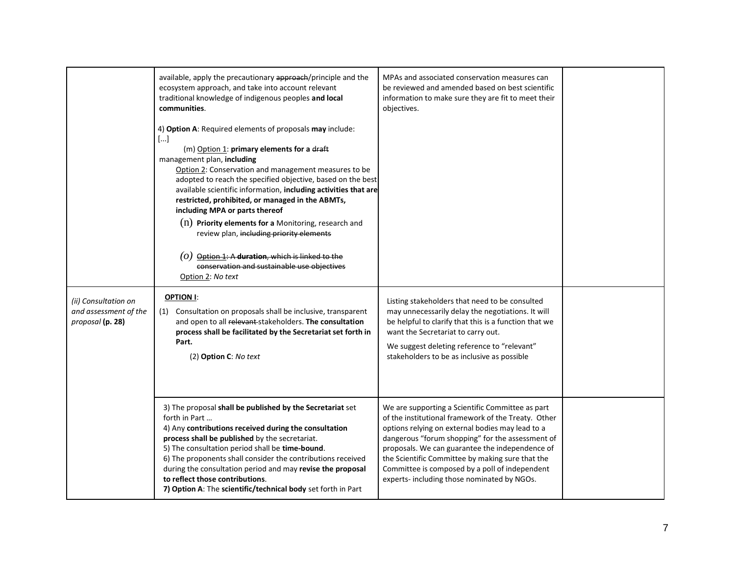| | | | |
|---|---|---|---|
| | available, apply the precautionary ~~approach~~/principle and the ecosystem approach, and take into account relevant traditional knowledge of indigenous peoples **and local communities**.<br><br>4) **Option A**: Required elements of proposals **may** include:<br>[...]<br>(m) <u>Option 1</u>: **primary elements for a** ~~draft~~ management plan, **including**<br><u>Option 2</u>: Conservation and management measures to be adopted to reach the specified objective, based on the best available scientific information, **including activities that are restricted, prohibited, or managed in the ABMTs, including MPA or parts thereof**<br>(n) **Priority elements for a** Monitoring, research and review plan, ~~including priority elements~~<br><br>*(o)* ~~Option 1: A~~ **~~duration~~**~~, which is linked to the conservation and sustainable use objectives~~<br><u>Option 2</u>: *No text* | MPAs and associated conservation measures can be reviewed and amended based on best scientific information to make sure they are fit to meet their objectives. | |
| *(ii) Consultation on and assessment of the proposal* **(p. 28)** | **<u>OPTION I</u>**:<br>(1) Consultation on proposals shall be inclusive, transparent and open to all ~~relevant~~ stakeholders. **The consultation process shall be facilitated by the Secretariat set forth in Part.**<br>(2) **Option C**: *No text* | Listing stakeholders that need to be consulted may unnecessarily delay the negotiations. It will be helpful to clarify that this is a function that we want the Secretariat to carry out.<br><br>We suggest deleting reference to "relevant" stakeholders to be as inclusive as possible | |
| | 3) The proposal **shall be published by the Secretariat** set forth in Part …<br>4) Any **contributions received during the consultation process shall be published** by the secretariat.<br>5) The consultation period shall be **time-bound**.<br>6) The proponents shall consider the contributions received during the consultation period and may **revise the proposal to reflect those contributions**.<br>**7) Option A**: The **scientific/technical body** set forth in Part | We are supporting a Scientific Committee as part of the institutional framework of the Treaty. Other options relying on external bodies may lead to a dangerous "forum shopping" for the assessment of proposals. We can guarantee the independence of the Scientific Committee by making sure that the Committee is composed by a poll of independent experts- including those nominated by NGOs. | |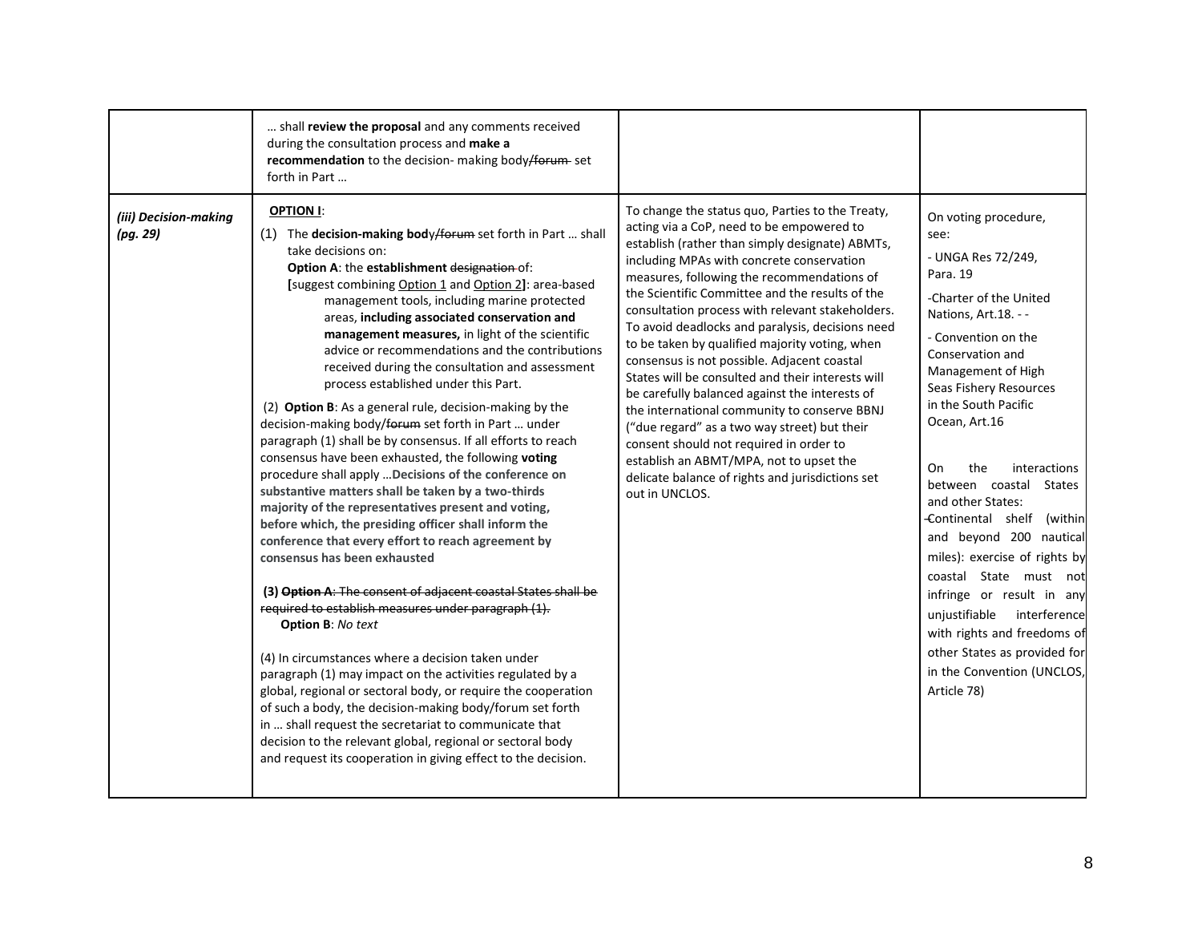| | | | |
|---|---|---|---|
| | … shall **review the proposal** and any comments received during the consultation process and **make a recommendation** to the decision- making body/~~forum~~ set forth in Part … | | |
| ***(iii) Decision-making (pg. 29)*** | **OPTION I**:<br>(1) The **decision-making bod**y/~~forum~~ set forth in Part … shall take decisions on:<br>**Option A**: the **establishment** ~~designation~~ of:<br>**[**suggest combining Option 1 and Option 2**]**: area-based management tools, including marine protected areas, **including associated conservation and management measures,** in light of the scientific advice or recommendations and the contributions received during the consultation and assessment process established under this Part.<br><br>(2) **Option B**: As a general rule, decision-making by the decision-making body/~~forum~~ set forth in Part … under paragraph (1) shall be by consensus. If all efforts to reach consensus have been exhausted, the following **voting** procedure shall apply …**Decisions of the conference on substantive matters shall be taken by a two-thirds majority of the representatives present and voting, before which, the presiding officer shall inform the conference that every effort to reach agreement by consensus has been exhausted**<br><br>**(3)** ~~**Option A**: The consent of adjacent coastal States shall be required to establish measures under paragraph (1).~~<br>**Option B**: *No text*<br><br>(4) In circumstances where a decision taken under paragraph (1) may impact on the activities regulated by a global, regional or sectoral body, or require the cooperation of such a body, the decision-making body/forum set forth in … shall request the secretariat to communicate that decision to the relevant global, regional or sectoral body and request its cooperation in giving effect to the decision. | To change the status quo, Parties to the Treaty, acting via a CoP, need to be empowered to establish (rather than simply designate) ABMTs, including MPAs with concrete conservation measures, following the recommendations of the Scientific Committee and the results of the consultation process with relevant stakeholders. To avoid deadlocks and paralysis, decisions need to be taken by qualified majority voting, when consensus is not possible. Adjacent coastal States will be consulted and their interests will be carefully balanced against the interests of the international community to conserve BBNJ ("due regard" as a two way street) but their consent should not required in order to establish an ABMT/MPA, not to upset the delicate balance of rights and jurisdictions set out in UNCLOS. | On voting procedure, see:<br>- UNGA Res 72/249, Para. 19<br>-Charter of the United Nations, Art.18. - -<br>- Convention on the Conservation and Management of High Seas Fishery Resources in the South Pacific Ocean, Art.16<br><br>On the interactions between coastal States and other States:<br>-Continental shelf (within and beyond 200 nautical miles): exercise of rights by coastal State must not infringe or result in any unjustifiable interference with rights and freedoms of other States as provided for in the Convention (UNCLOS, Article 78) |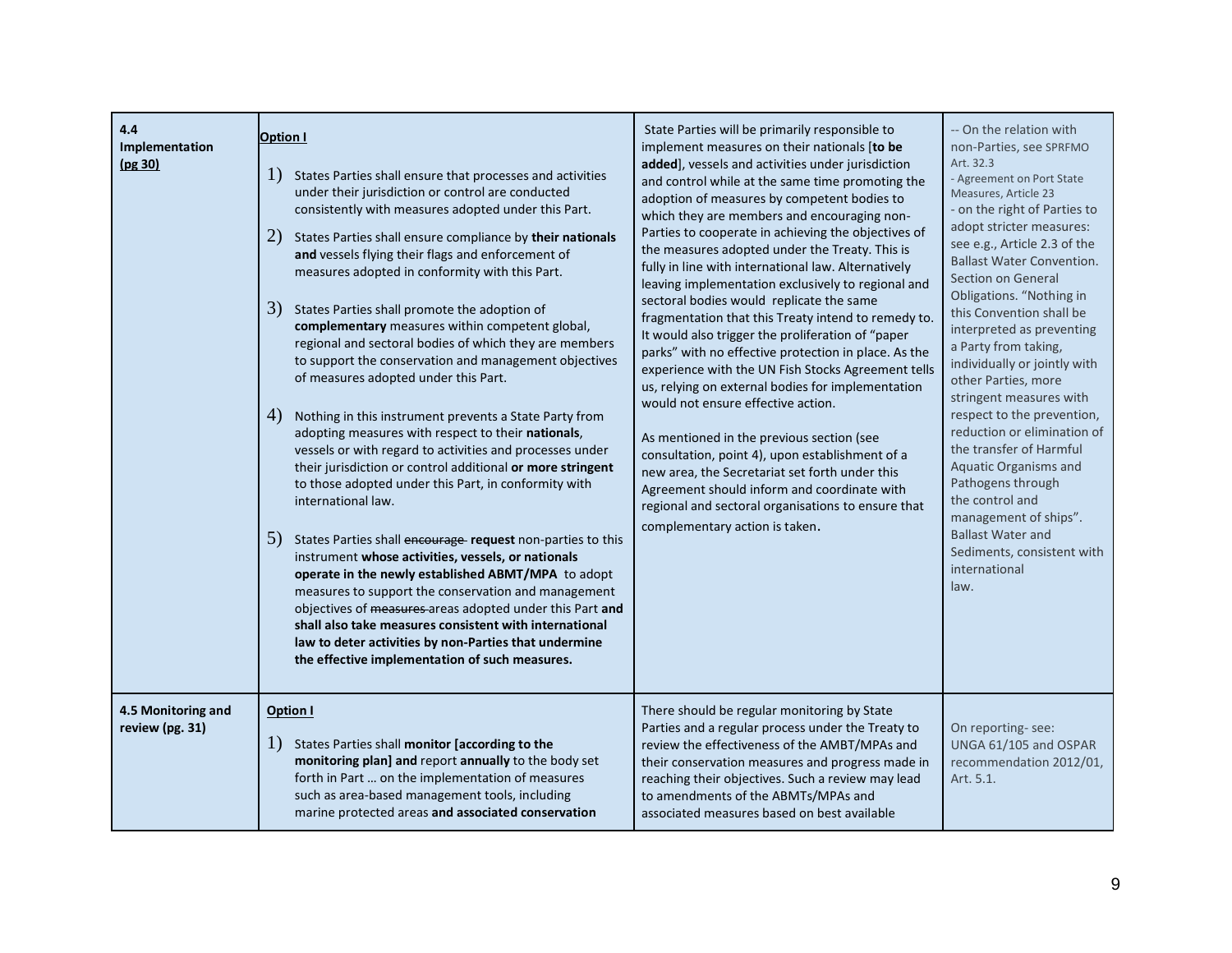| | | | |
|---|---|---|---|
| **4.4 Implementation (pg 30)** | **Option I**<br><br>1) States Parties shall ensure that processes and activities under their jurisdiction or control are conducted consistently with measures adopted under this Part.<br><br>2) States Parties shall ensure compliance by **their nationals and** vessels flying their flags and enforcement of measures adopted in conformity with this Part.<br><br>3) States Parties shall promote the adoption of **complementary** measures within competent global, regional and sectoral bodies of which they are members to support the conservation and management objectives of measures adopted under this Part.<br><br>4) Nothing in this instrument prevents a State Party from adopting measures with respect to their **nationals**, vessels or with regard to activities and processes under their jurisdiction or control additional **or more stringent** to those adopted under this Part, in conformity with international law.<br><br>5) States Parties shall ~~encourage~~ **request** non-parties to this instrument **whose activities, vessels, or nationals operate in the newly established ABMT/MPA** to adopt measures to support the conservation and management objectives of ~~measures~~ areas adopted under this Part **and shall also take measures consistent with international law to deter activities by non-Parties that undermine the effective implementation of such measures.** | State Parties will be primarily responsible to implement measures on their nationals [**to be added**], vessels and activities under jurisdiction and control while at the same time promoting the adoption of measures by competent bodies to which they are members and encouraging non-Parties to cooperate in achieving the objectives of the measures adopted under the Treaty. This is fully in line with international law. Alternatively leaving implementation exclusively to regional and sectoral bodies would replicate the same fragmentation that this Treaty intend to remedy to. It would also trigger the proliferation of "paper parks" with no effective protection in place. As the experience with the UN Fish Stocks Agreement tells us, relying on external bodies for implementation would not ensure effective action.<br><br>As mentioned in the previous section (see consultation, point 4), upon establishment of a new area, the Secretariat set forth under this Agreement should inform and coordinate with regional and sectoral organisations to ensure that complementary action is taken. | -- On the relation with non-Parties, see SPRFMO Art. 32.3<br>- Agreement on Port State Measures, Article 23<br>- on the right of Parties to adopt stricter measures: see e.g., Article 2.3 of the Ballast Water Convention. Section on General Obligations. "Nothing in this Convention shall be interpreted as preventing a Party from taking, individually or jointly with other Parties, more stringent measures with respect to the prevention, reduction or elimination of the transfer of Harmful Aquatic Organisms and Pathogens through the control and management of ships". Ballast Water and Sediments, consistent with international law. |
| **4.5 Monitoring and review (pg. 31)** | **Option I**<br><br>1) States Parties shall **monitor [according to the monitoring plan] and** report **annually** to the body set forth in Part … on the implementation of measures such as area-based management tools, including marine protected areas **and associated conservation** | There should be regular monitoring by State Parties and a regular process under the Treaty to review the effectiveness of the AMBT/MPAs and their conservation measures and progress made in reaching their objectives. Such a review may lead to amendments of the ABMTs/MPAs and associated measures based on best available | On reporting- see: UNGA 61/105 and OSPAR recommendation 2012/01, Art. 5.1. |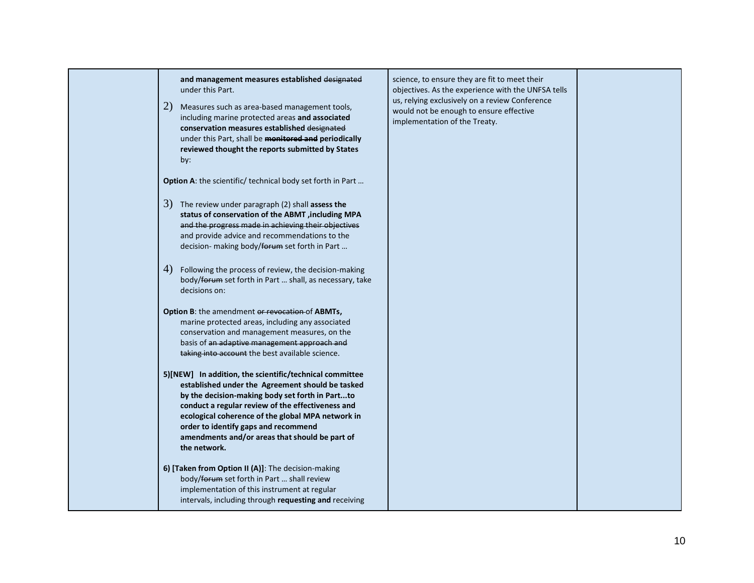| | | | |
|---|---|---|---|
| | **and management measures established** ~~designated~~ under this Part.<br><br>2) Measures such as area-based management tools, including marine protected areas **and associated conservation measures established** ~~designated~~ under this Part, shall be ~~**monitored and**~~ **periodically reviewed thought the reports submitted by States** by:<br><br>**Option A**: the scientific/ technical body set forth in Part …<br><br>3) The review under paragraph (2) shall **assess the status of conservation of the ABMT ,including MPA** ~~and the progress made in achieving their objectives~~ and provide advice and recommendations to the decision- making body/~~forum~~ set forth in Part …<br><br>4) Following the process of review, the decision-making body/~~forum~~ set forth in Part … shall, as necessary, take decisions on:<br><br>**Option B**: the amendment ~~or revocation~~ of **ABMTs,** marine protected areas, including any associated conservation and management measures, on the basis of ~~an adaptive management approach and taking into account~~ the best available science.<br><br>**5)[NEW] In addition, the scientific/technical committee established under the Agreement should be tasked by the decision-making body set forth in Part...to conduct a regular review of the effectiveness and ecological coherence of the global MPA network in order to identify gaps and recommend amendments and/or areas that should be part of the network.**<br><br>**6) [Taken from Option II (A)]**: The decision-making body/~~forum~~ set forth in Part … shall review implementation of this instrument at regular intervals, including through **requesting and** receiving | science, to ensure they are fit to meet their objectives. As the experience with the UNFSA tells us, relying exclusively on a review Conference would not be enough to ensure effective implementation of the Treaty. | |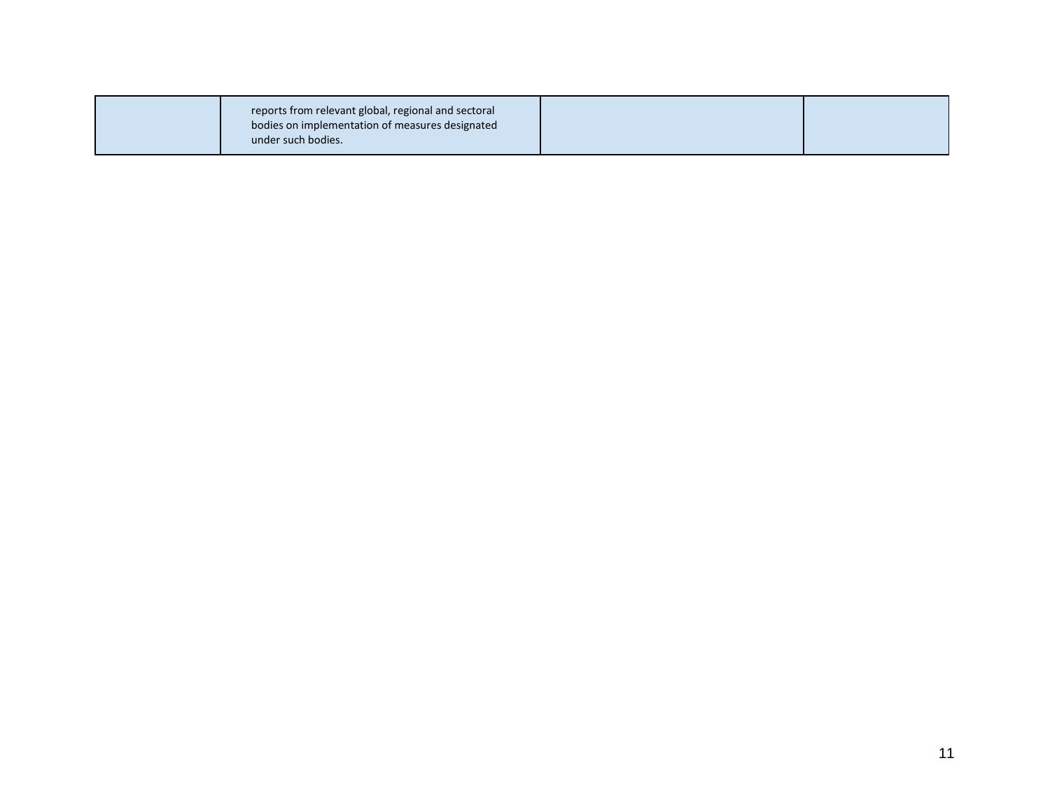| | | | |
|---|---|---|---|
| | reports from relevant global, regional and sectoral bodies on implementation of measures designated under such bodies. | | |